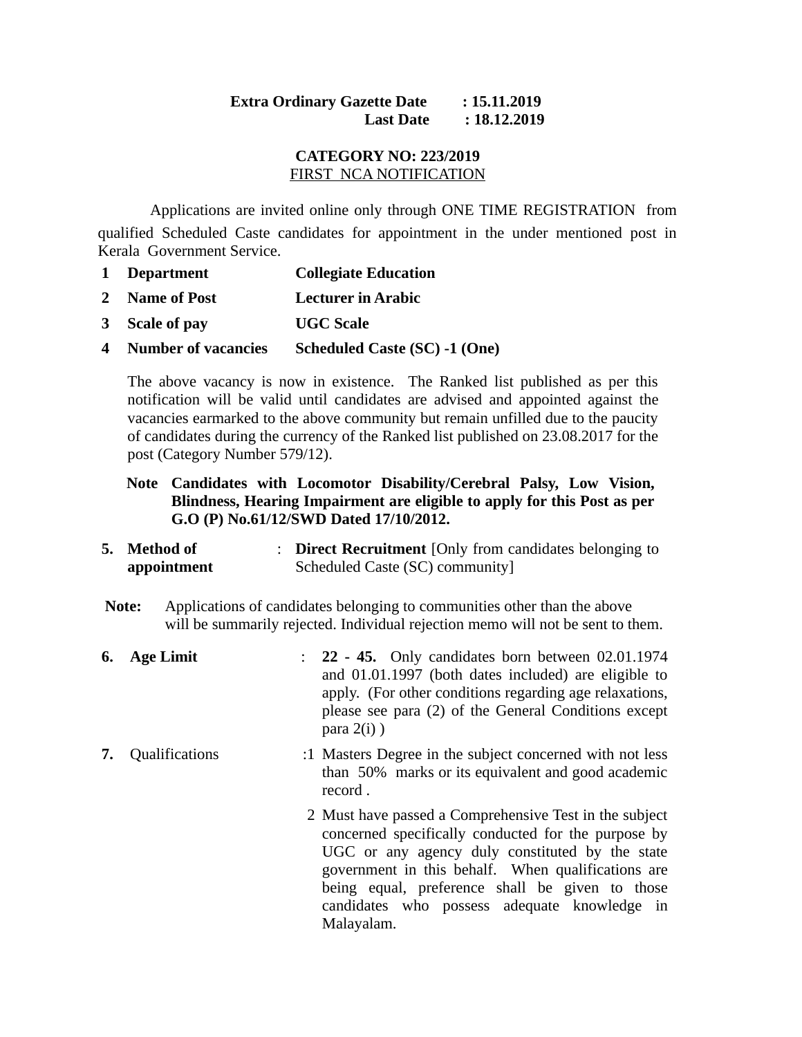**Extra Ordinary Gazette Date : 15.11.2019**
**Last Date : 18.12.2019**

**CATEGORY NO: 223/2019**

FIRST NCA NOTIFICATION

Applications are invited online only through ONE TIME REGISTRATION from qualified Scheduled Caste candidates for appointment in the under mentioned post in Kerala Government Service.

| | | |
|---|---|---|
| **1** | **Department** | **Collegiate Education** |
| **2** | **Name of Post** | **Lecturer in Arabic** |
| **3** | **Scale of pay** | **UGC Scale** |
| **4** | **Number of vacancies** | **Scheduled Caste (SC) -1 (One)** |

The above vacancy is now in existence. The Ranked list published as per this notification will be valid until candidates are advised and appointed against the vacancies earmarked to the above community but remain unfilled due to the paucity of candidates during the currency of the Ranked list published on 23.08.2017 for the post (Category Number 579/12).

**Note Candidates with Locomotor Disability/Cerebral Palsy, Low Vision, Blindness, Hearing Impairment are eligible to apply for this Post as per G.O (P) No.61/12/SWD Dated 17/10/2012.**

**5. Method of appointment** : **Direct Recruitment** [Only from candidates belonging to Scheduled Caste (SC) community]

**Note:** Applications of candidates belonging to communities other than the above will be summarily rejected. Individual rejection memo will not be sent to them.

**6. Age Limit** : **22 - 45.** Only candidates born between 02.01.1974 and 01.01.1997 (both dates included) are eligible to apply. (For other conditions regarding age relaxations, please see para (2) of the General Conditions except para 2(i) )

**7.** Qualifications :

1. Masters Degree in the subject concerned with not less than 50% marks or its equivalent and good academic record .
2. Must have passed a Comprehensive Test in the subject concerned specifically conducted for the purpose by UGC or any agency duly constituted by the state government in this behalf. When qualifications are being equal, preference shall be given to those candidates who possess adequate knowledge in Malayalam.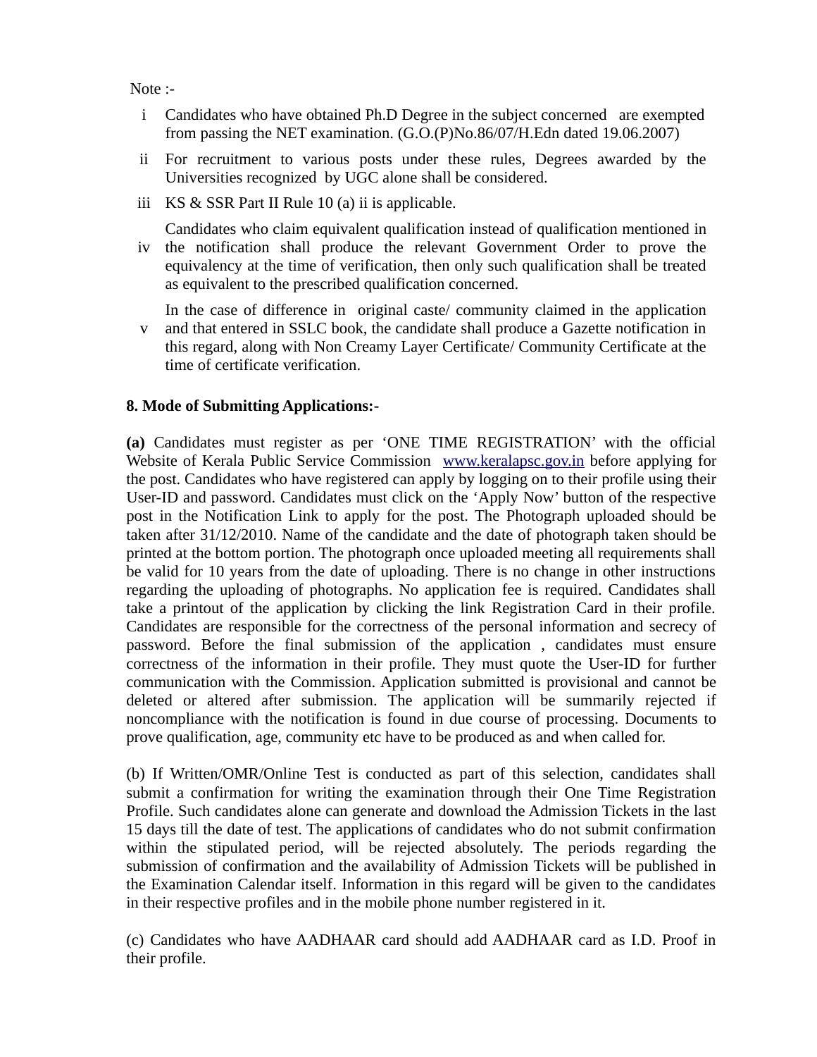Note :-

i. Candidates who have obtained Ph.D Degree in the subject concerned are exempted from passing the NET examination. (G.O.(P)No.86/07/H.Edn dated 19.06.2007)

ii. For recruitment to various posts under these rules, Degrees awarded by the Universities recognized by UGC alone shall be considered.

iii. KS & SSR Part II Rule 10 (a) ii is applicable.

iv. Candidates who claim equivalent qualification instead of qualification mentioned in the notification shall produce the relevant Government Order to prove the equivalency at the time of verification, then only such qualification shall be treated as equivalent to the prescribed qualification concerned.

v. In the case of difference in original caste/ community claimed in the application and that entered in SSLC book, the candidate shall produce a Gazette notification in this regard, along with Non Creamy Layer Certificate/ Community Certificate at the time of certificate verification.

**8. Mode of Submitting Applications:-**

**(a)** Candidates must register as per 'ONE TIME REGISTRATION' with the official Website of Kerala Public Service Commission [www.keralapsc.gov.in](http://www.keralapsc.gov.in) before applying for the post. Candidates who have registered can apply by logging on to their profile using their User-ID and password. Candidates must click on the 'Apply Now' button of the respective post in the Notification Link to apply for the post. The Photograph uploaded should be taken after 31/12/2010. Name of the candidate and the date of photograph taken should be printed at the bottom portion. The photograph once uploaded meeting all requirements shall be valid for 10 years from the date of uploading. There is no change in other instructions regarding the uploading of photographs. No application fee is required. Candidates shall take a printout of the application by clicking the link Registration Card in their profile. Candidates are responsible for the correctness of the personal information and secrecy of password. Before the final submission of the application , candidates must ensure correctness of the information in their profile. They must quote the User-ID for further communication with the Commission. Application submitted is provisional and cannot be deleted or altered after submission. The application will be summarily rejected if noncompliance with the notification is found in due course of processing. Documents to prove qualification, age, community etc have to be produced as and when called for.

(b) If Written/OMR/Online Test is conducted as part of this selection, candidates shall submit a confirmation for writing the examination through their One Time Registration Profile. Such candidates alone can generate and download the Admission Tickets in the last 15 days till the date of test. The applications of candidates who do not submit confirmation within the stipulated period, will be rejected absolutely. The periods regarding the submission of confirmation and the availability of Admission Tickets will be published in the Examination Calendar itself. Information in this regard will be given to the candidates in their respective profiles and in the mobile phone number registered in it.

(c) Candidates who have AADHAAR card should add AADHAAR card as I.D. Proof in their profile.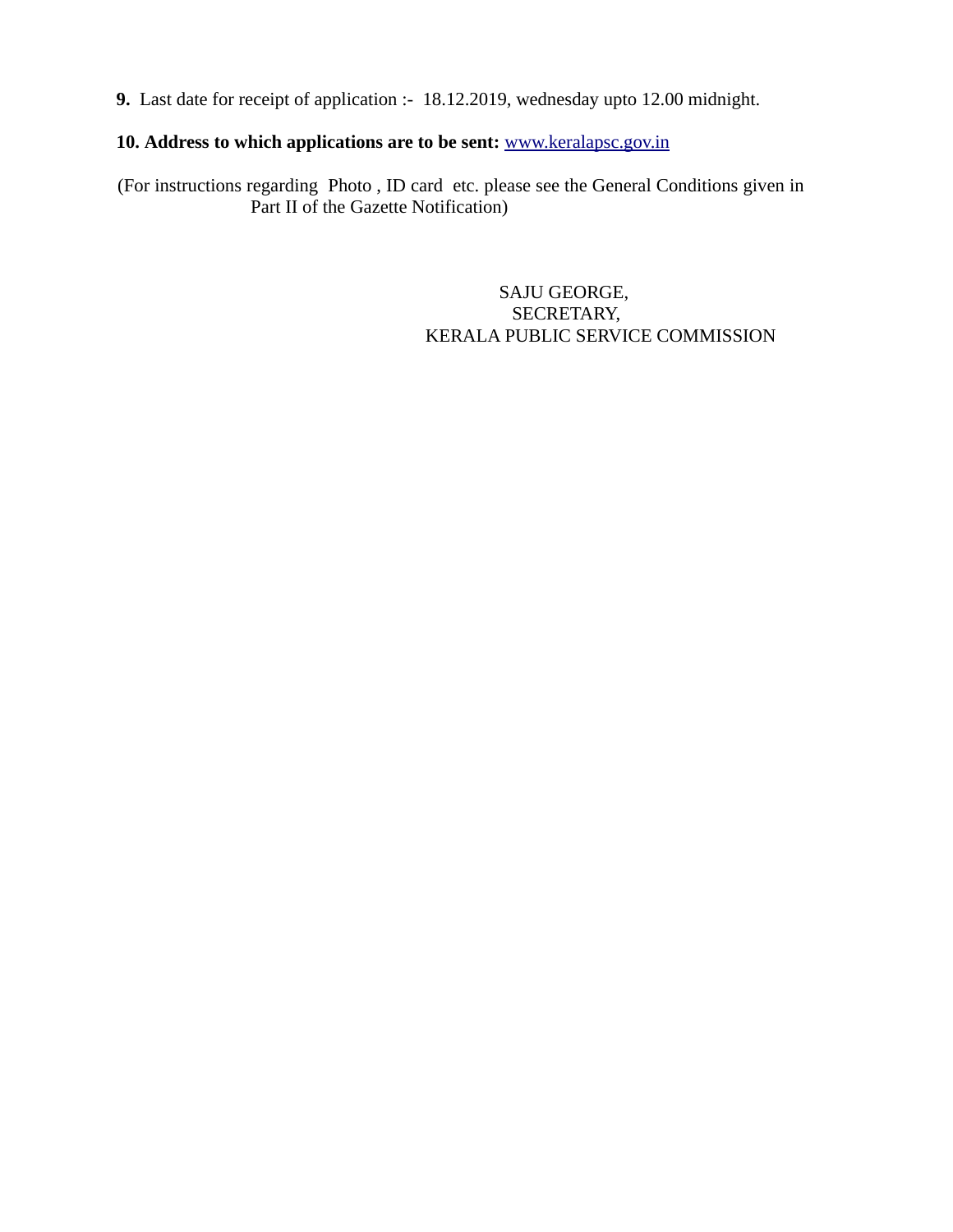**9.** Last date for receipt of application :- 18.12.2019, wednesday upto 12.00 midnight.

**10. Address to which applications are to be sent:** www.keralapsc.gov.in

(For instructions regarding Photo , ID card etc. please see the General Conditions given in Part II of the Gazette Notification)

SAJU GEORGE,
SECRETARY,
KERALA PUBLIC SERVICE COMMISSION